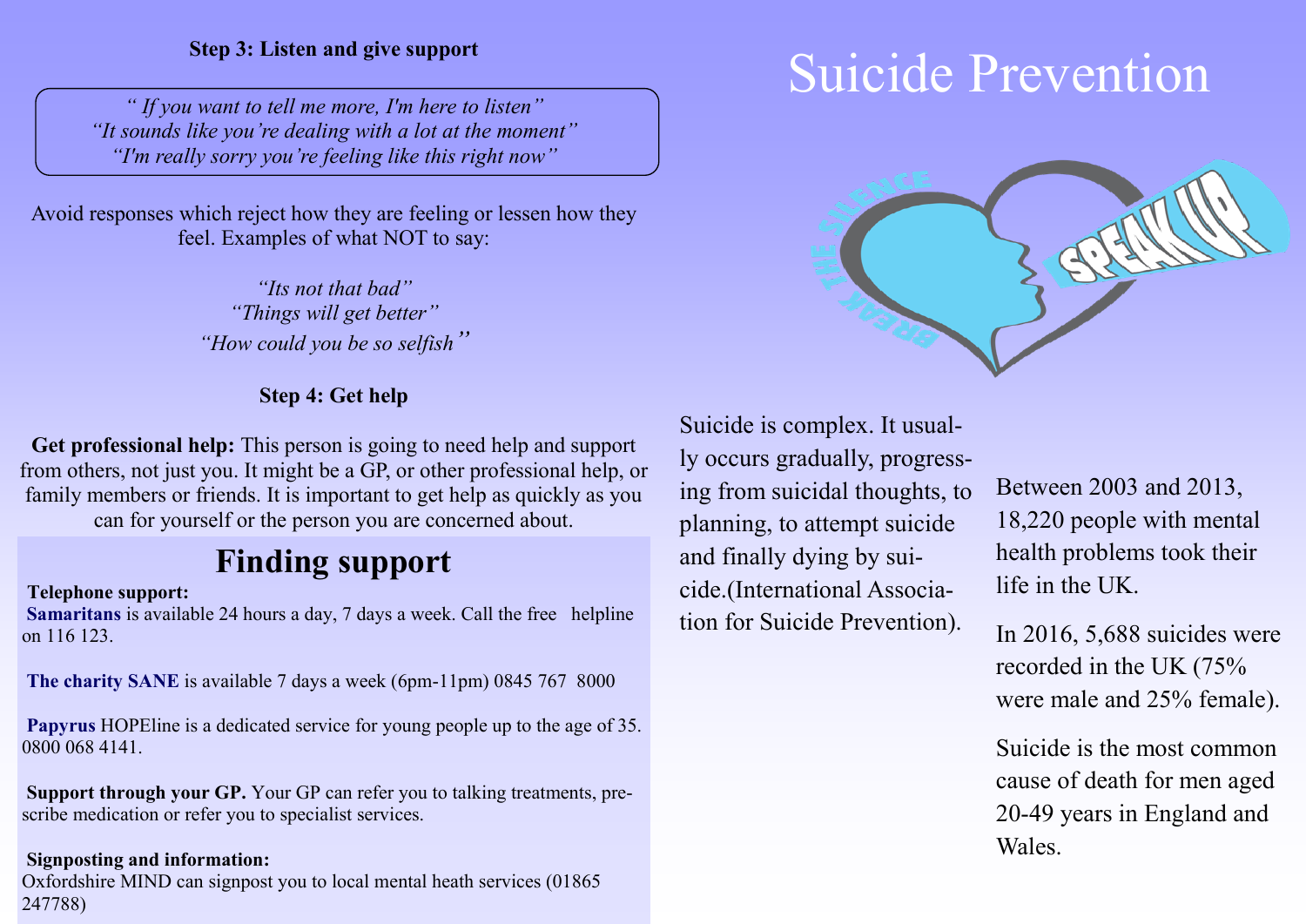**Step 3: Listen and give support**

*" If you want to tell me more, I'm here to listen"*
*"It sounds like you're dealing with a lot at the moment"*
*"I'm really sorry you're feeling like this right now"*

Avoid responses which reject how they are feeling or lessen how they feel. Examples of what NOT to say:

*"Its not that bad"*
*"Things will get better"*
*"How could you be so selfish"*

**Step 4: Get help**

**Get professional help:** This person is going to need help and support from others, not just you. It might be a GP, or other professional help, or family members or friends. It is important to get help as quickly as you can for yourself or the person you are concerned about.

## Finding support

**Telephone support:**

**Samaritans** is available 24 hours a day, 7 days a week. Call the free helpline on 116 123.

**The charity SANE** is available 7 days a week (6pm-11pm) 0845 767 8000

**Papyrus** HOPEline is a dedicated service for young people up to the age of 35. 0800 068 4141.

**Support through your GP.** Your GP can refer you to talking treatments, prescribe medication or refer you to specialist services.

**Signposting and information:**

Oxfordshire MIND can signpost you to local mental heath services (01865 247788)

# Suicide Prevention

BREAK THE SILENCE

SPEAK UP

Suicide is complex. It usually occurs gradually, progressing from suicidal thoughts, to planning, to attempt suicide and finally dying by suicide.(International Association for Suicide Prevention).

Between 2003 and 2013, 18,220 people with mental health problems took their life in the UK.

In 2016, 5,688 suicides were recorded in the UK (75% were male and 25% female).

Suicide is the most common cause of death for men aged 20-49 years in England and Wales.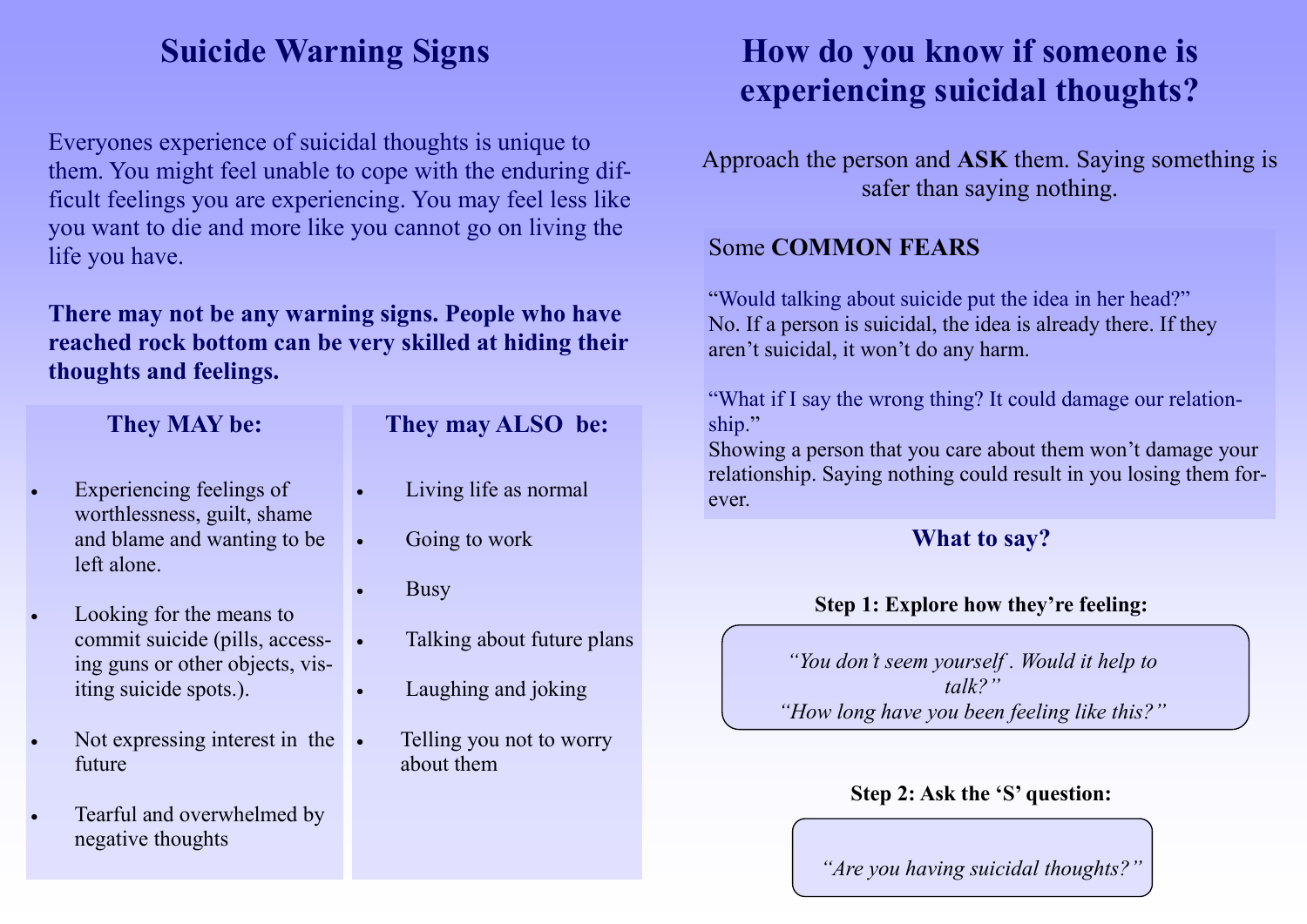# Suicide Warning Signs

Everyones experience of suicidal thoughts is unique to them. You might feel unable to cope with the enduring difficult feelings you are experiencing. You may feel less like you want to die and more like you cannot go on living the life you have.

**There may not be any warning signs. People who have reached rock bottom can be very skilled at hiding their thoughts and feelings.**

### They MAY be:

- Experiencing feelings of worthlessness, guilt, shame and blame and wanting to be left alone.
- Looking for the means to commit suicide (pills, accessing guns or other objects, visiting suicide spots.).
- Not expressing interest in the future
- Tearful and overwhelmed by negative thoughts

### They may ALSO be:

- Living life as normal
- Going to work
- Busy
- Talking about future plans
- Laughing and joking
- Telling you not to worry about them

# How do you know if someone is experiencing suicidal thoughts?

Approach the person and **ASK** them. Saying something is safer than saying nothing.

Some **COMMON FEARS**

"Would talking about suicide put the idea in her head?"
No. If a person is suicidal, the idea is already there. If they aren't suicidal, it won't do any harm.

"What if I say the wrong thing? It could damage our relationship."
Showing a person that you care about them won't damage your relationship. Saying nothing could result in you losing them forever.

## What to say?

**Step 1: Explore how they're feeling:**

*"You don't seem yourself . Would it help to talk?"*
*"How long have you been feeling like this?"*

**Step 2: Ask the 'S' question:**

*"Are you having suicidal thoughts?"*